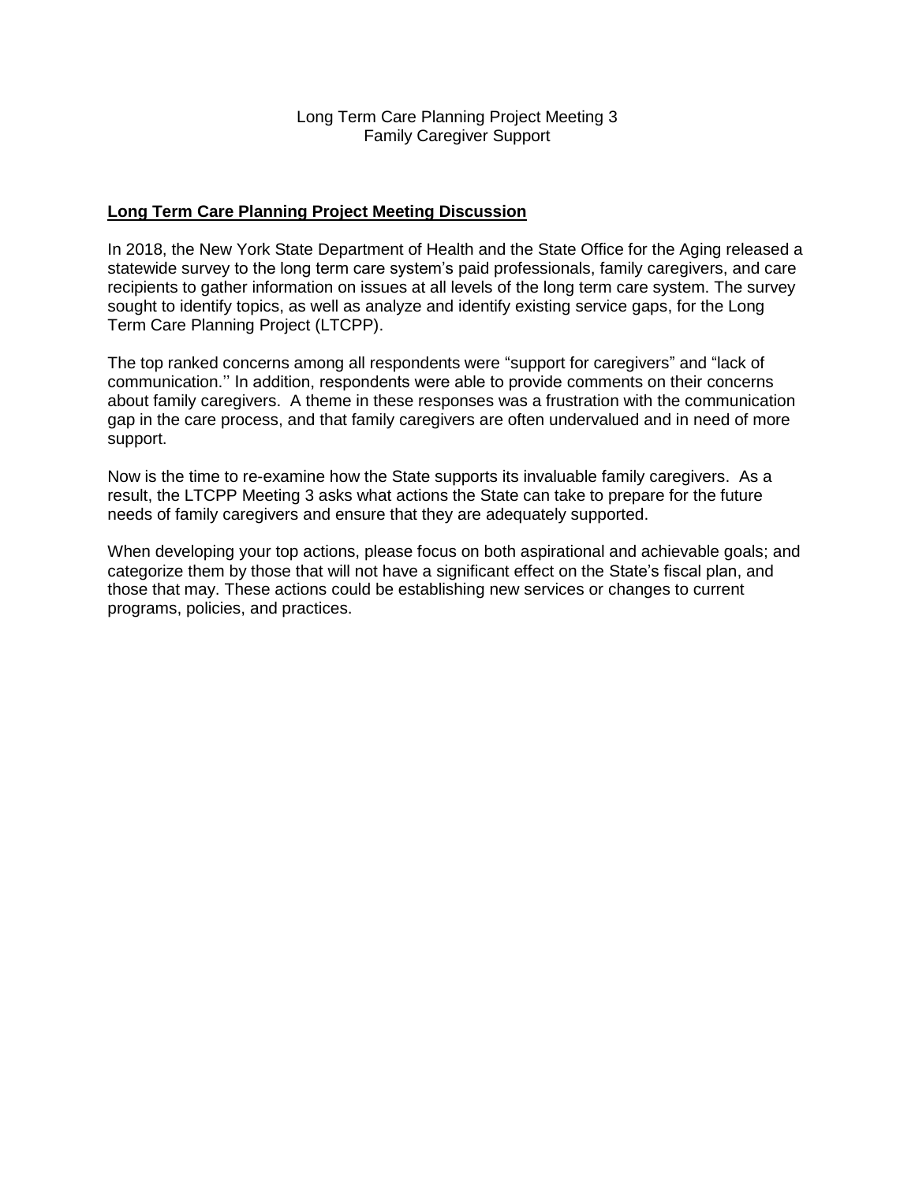# Long Term Care Planning Project Meeting 3
# Family Caregiver Support

## Long Term Care Planning Project Meeting Discussion

In 2018, the New York State Department of Health and the State Office for the Aging released a statewide survey to the long term care system's paid professionals, family caregivers, and care recipients to gather information on issues at all levels of the long term care system. The survey sought to identify topics, as well as analyze and identify existing service gaps, for the Long Term Care Planning Project (LTCPP).

The top ranked concerns among all respondents were "support for caregivers" and "lack of communication.'' In addition, respondents were able to provide comments on their concerns about family caregivers. A theme in these responses was a frustration with the communication gap in the care process, and that family caregivers are often undervalued and in need of more support.

Now is the time to re-examine how the State supports its invaluable family caregivers. As a result, the LTCPP Meeting 3 asks what actions the State can take to prepare for the future needs of family caregivers and ensure that they are adequately supported.

When developing your top actions, please focus on both aspirational and achievable goals; and categorize them by those that will not have a significant effect on the State's fiscal plan, and those that may. These actions could be establishing new services or changes to current programs, policies, and practices.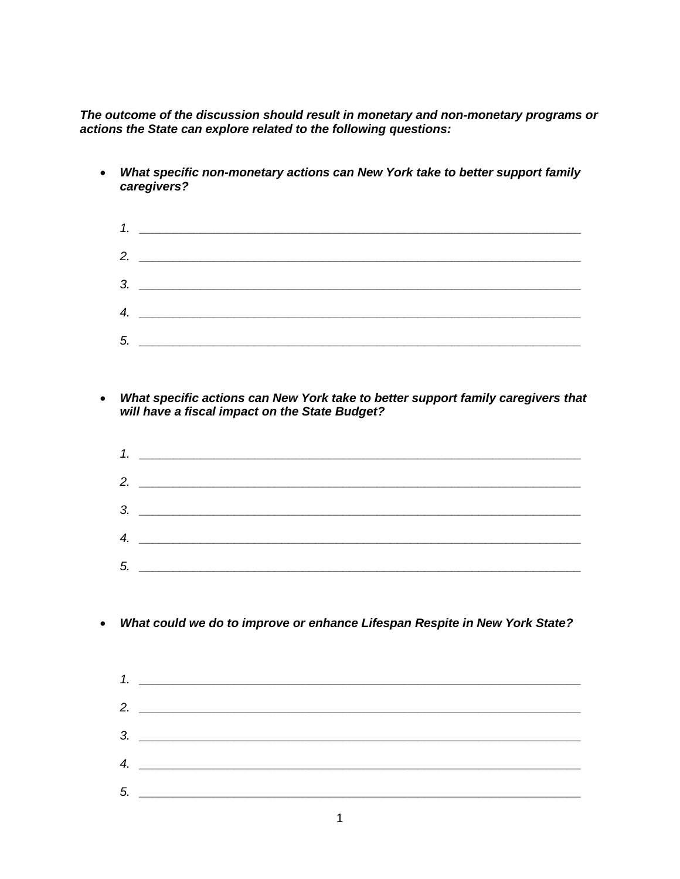***The outcome of the discussion should result in monetary and non-monetary programs or actions the State can explore related to the following questions:***

- ***What specific non-monetary actions can New York take to better support family caregivers?***

  *1.* ______________________________________________

  *2.* ______________________________________________

  *3.* ______________________________________________

  *4.* ______________________________________________

  *5.* ______________________________________________

- ***What specific actions can New York take to better support family caregivers that will have a fiscal impact on the State Budget?***

  *1.* ______________________________________________

  *2.* ______________________________________________

  *3.* ______________________________________________

  *4.* ______________________________________________

  *5.* ______________________________________________

- ***What could we do to improve or enhance Lifespan Respite in New York State?***

  *1.* ______________________________________________

  *2.* ______________________________________________

  *3.* ______________________________________________

  *4.* ______________________________________________

  *5.* ______________________________________________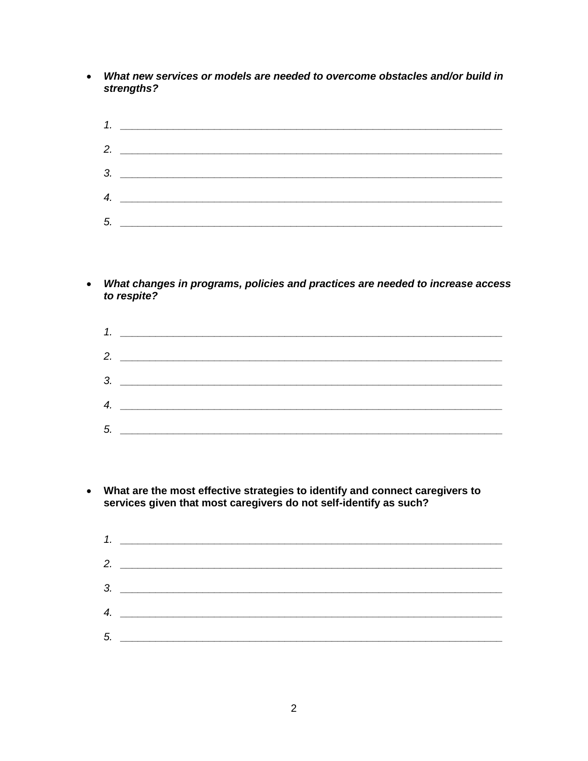- ***What new services or models are needed to overcome obstacles and/or build in strengths?***

  *1.* ___________________________________________________________________

  *2.* ___________________________________________________________________

  *3.* ___________________________________________________________________

  *4.* ___________________________________________________________________

  *5.* ___________________________________________________________________

- ***What changes in programs, policies and practices are needed to increase access to respite?***

  *1.* ___________________________________________________________________

  *2.* ___________________________________________________________________

  *3.* ___________________________________________________________________

  *4.* ___________________________________________________________________

  *5.* ___________________________________________________________________

- **What are the most effective strategies to identify and connect caregivers to services given that most caregivers do not self-identify as such?**

  *1.* ___________________________________________________________________

  *2.* ___________________________________________________________________

  *3.* ___________________________________________________________________

  *4.* ___________________________________________________________________

  *5.* ___________________________________________________________________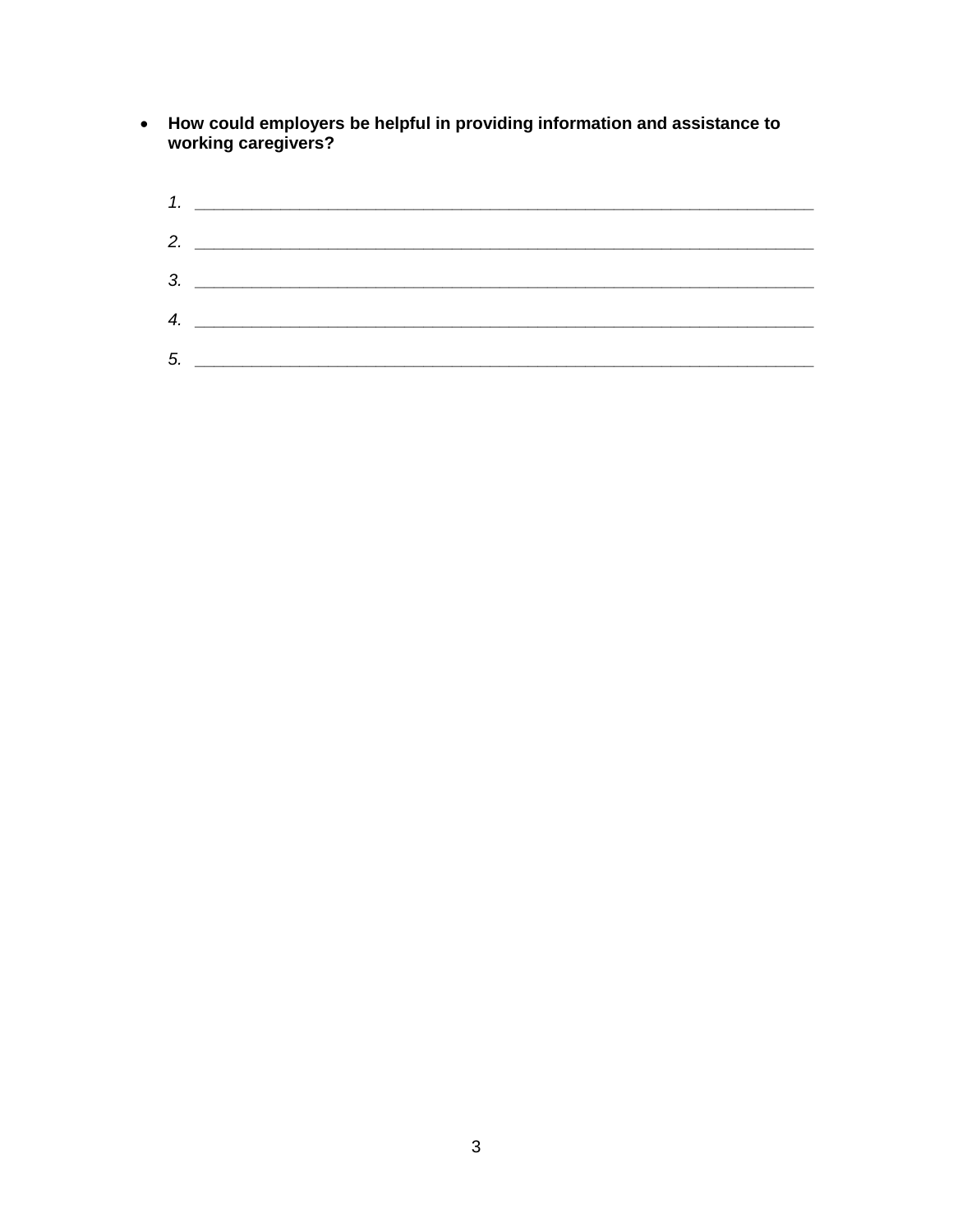- **How could employers be helpful in providing information and assistance to working caregivers?**

  *1.* ______________________________________________________________________

  *2.* ______________________________________________________________________

  *3.* ______________________________________________________________________

  *4.* ______________________________________________________________________

  *5.* ______________________________________________________________________